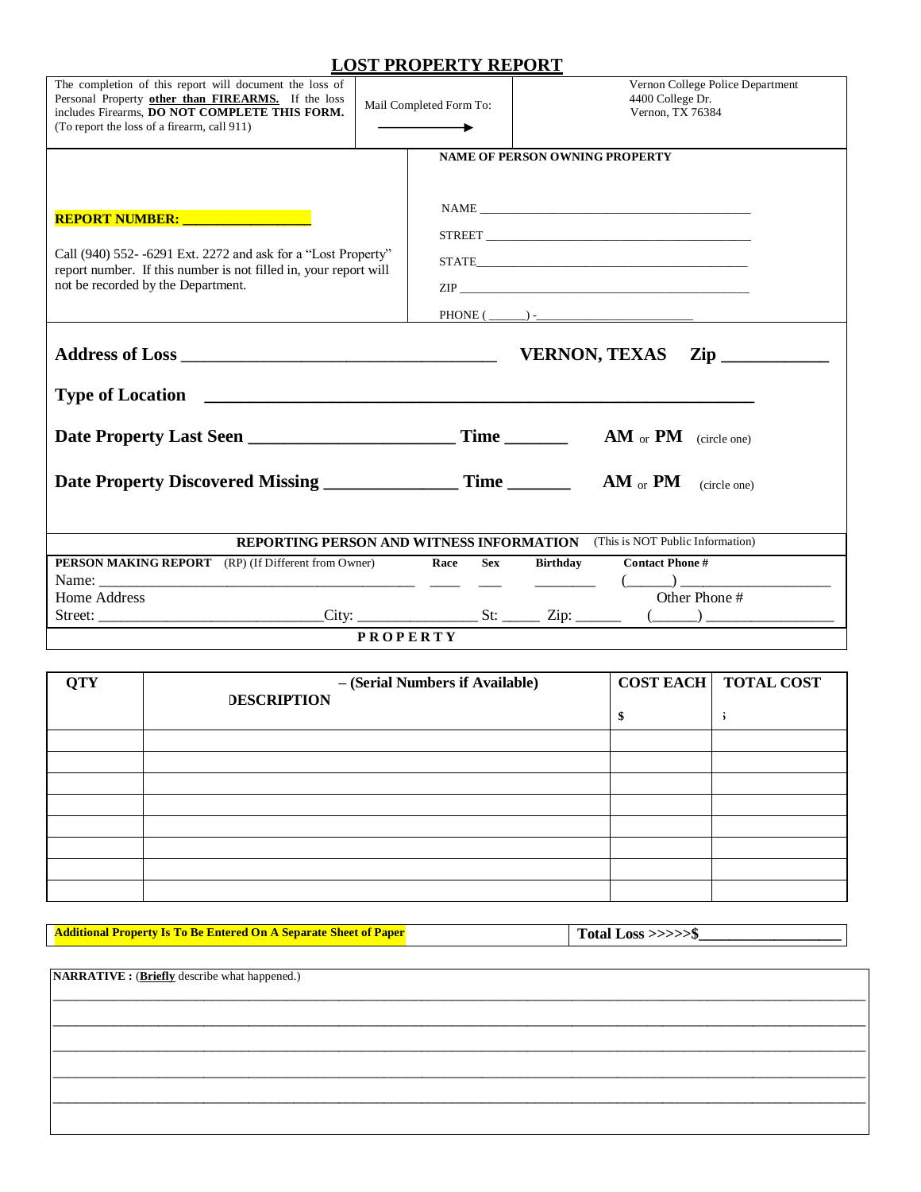# LOST PROPERTY REPORT

| The completion of this report will document the loss of Personal Property **other than FIREARMS.** If the loss includes Firearms, **DO NOT COMPLETE THIS FORM.** (To report the loss of a firearm, call 911) | Mail Completed Form To: → | Vernon College Police Department<br>4400 College Dr.<br>Vernon, TX 76384 |
|---|---|---|

**REPORT NUMBER: ________________**

Call (940) 552- -6291 Ext. 2272 and ask for a "Lost Property" report number. If this number is not filled in, your report will not be recorded by the Department.

**NAME OF PERSON OWNING PROPERTY**

NAME ________________________________________

STREET ________________________________________

STATE________________________________________

ZIP ________________________________________

PHONE ( ______) -________________________

**Address of Loss ___________________________________ VERNON, TEXAS Zip ___________**

**Type of Location ______________________________________________________________**

**Date Property Last Seen ______________________ Time _______ AM or PM** (circle one)

**Date Property Discovered Missing ______________ Time _______ AM or PM** (circle one)

**REPORTING PERSON AND WITNESS INFORMATION** (This is NOT Public Information)

**PERSON MAKING REPORT** (RP) (If Different from Owner) **Race Sex Birthday Contact Phone #**

Name: ________________________________________ ____ ___ ________ (______) ___________________

Home Address Other Phone #

Street: ____________________________City: _______________ St: _____ Zip: ______ (______) ________________

**PROPERTY**

| QTY | DESCRIPTION – (Serial Numbers if Available) | COST EACH<br>$ | TOTAL COST<br>$ |
|---|---|---|---|
| | | | |
| | | | |
| | | | |
| | | | |
| | | | |
| | | | |
| | | | |
| | | | |

**Additional Property Is To Be Entered On A Separate Sheet of Paper** **Total Loss >>>>>$__________________**

**NARRATIVE :** (**Briefly** describe what happened.)

______________________________________________________________________________________________

______________________________________________________________________________________________

______________________________________________________________________________________________

______________________________________________________________________________________________

______________________________________________________________________________________________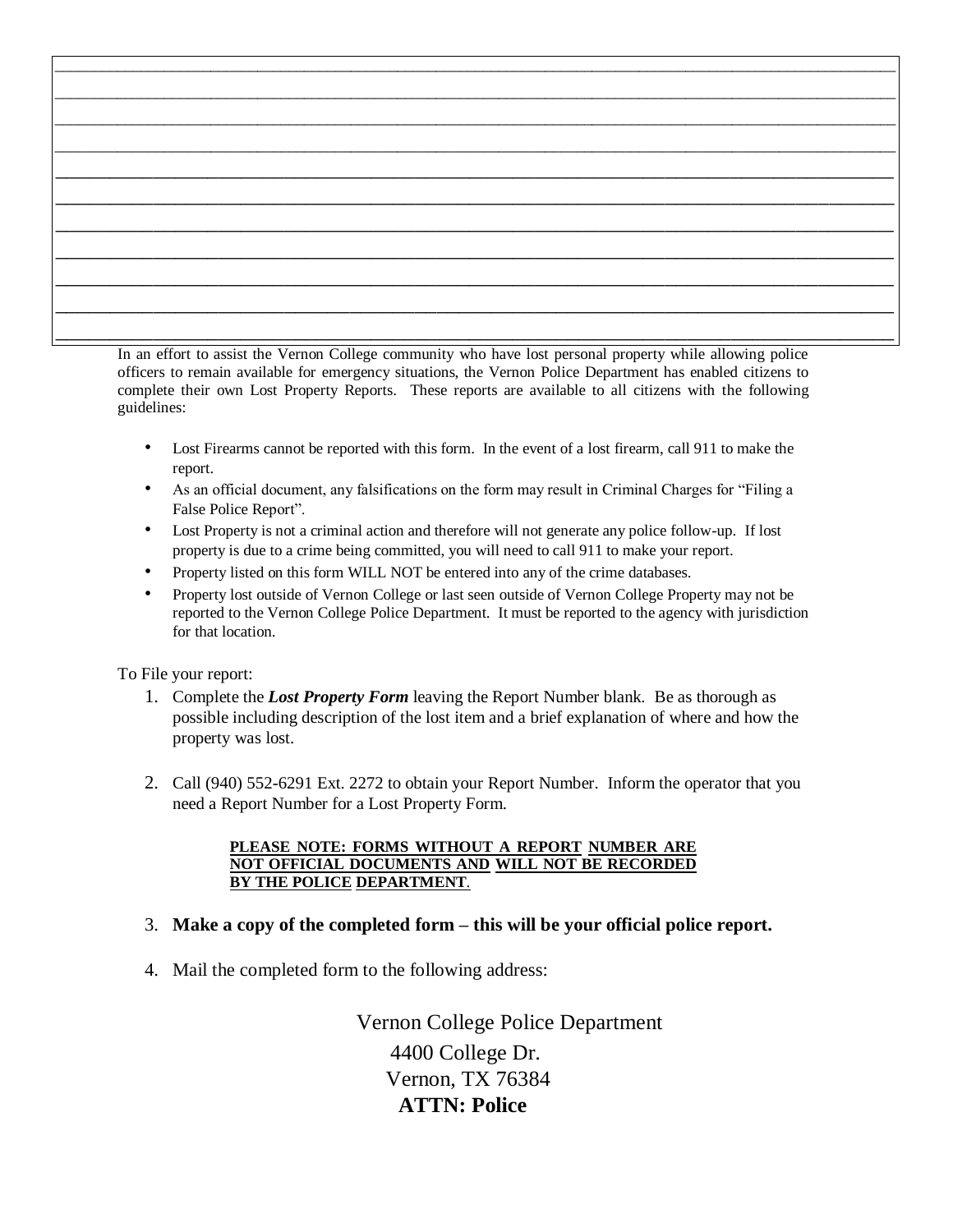\_\_\_\_\_\_\_\_\_\_\_\_\_\_\_\_\_\_\_\_\_\_\_\_\_\_\_\_\_\_\_\_\_\_\_\_\_\_\_\_\_\_\_\_\_\_\_\_\_\_\_\_\_\_\_\_\_\_\_\_\_\_\_\_\_\_\_\_\_\_\_\_\_\_\_\_\_\_

\_\_\_\_\_\_\_\_\_\_\_\_\_\_\_\_\_\_\_\_\_\_\_\_\_\_\_\_\_\_\_\_\_\_\_\_\_\_\_\_\_\_\_\_\_\_\_\_\_\_\_\_\_\_\_\_\_\_\_\_\_\_\_\_\_\_\_\_\_\_\_\_\_\_\_\_\_\_

\_\_\_\_\_\_\_\_\_\_\_\_\_\_\_\_\_\_\_\_\_\_\_\_\_\_\_\_\_\_\_\_\_\_\_\_\_\_\_\_\_\_\_\_\_\_\_\_\_\_\_\_\_\_\_\_\_\_\_\_\_\_\_\_\_\_\_\_\_\_\_\_\_\_\_\_\_\_

\_\_\_\_\_\_\_\_\_\_\_\_\_\_\_\_\_\_\_\_\_\_\_\_\_\_\_\_\_\_\_\_\_\_\_\_\_\_\_\_\_\_\_\_\_\_\_\_\_\_\_\_\_\_\_\_\_\_\_\_\_\_\_\_\_\_\_\_\_\_\_\_\_\_\_\_\_\_

\_\_\_\_\_\_\_\_\_\_\_\_\_\_\_\_\_\_\_\_\_\_\_\_\_\_\_\_\_\_\_\_\_\_\_\_\_\_\_\_\_\_\_\_\_\_\_\_\_\_\_\_\_\_\_\_\_\_\_\_\_\_\_\_\_\_\_\_\_\_\_\_\_\_\_\_\_\_

\_\_\_\_\_\_\_\_\_\_\_\_\_\_\_\_\_\_\_\_\_\_\_\_\_\_\_\_\_\_\_\_\_\_\_\_\_\_\_\_\_\_\_\_\_\_\_\_\_\_\_\_\_\_\_\_\_\_\_\_\_\_\_\_\_\_\_\_\_\_\_\_\_\_\_\_\_\_

\_\_\_\_\_\_\_\_\_\_\_\_\_\_\_\_\_\_\_\_\_\_\_\_\_\_\_\_\_\_\_\_\_\_\_\_\_\_\_\_\_\_\_\_\_\_\_\_\_\_\_\_\_\_\_\_\_\_\_\_\_\_\_\_\_\_\_\_\_\_\_\_\_\_\_\_\_\_

\_\_\_\_\_\_\_\_\_\_\_\_\_\_\_\_\_\_\_\_\_\_\_\_\_\_\_\_\_\_\_\_\_\_\_\_\_\_\_\_\_\_\_\_\_\_\_\_\_\_\_\_\_\_\_\_\_\_\_\_\_\_\_\_\_\_\_\_\_\_\_\_\_\_\_\_\_\_

\_\_\_\_\_\_\_\_\_\_\_\_\_\_\_\_\_\_\_\_\_\_\_\_\_\_\_\_\_\_\_\_\_\_\_\_\_\_\_\_\_\_\_\_\_\_\_\_\_\_\_\_\_\_\_\_\_\_\_\_\_\_\_\_\_\_\_\_\_\_\_\_\_\_\_\_\_\_

\_\_\_\_\_\_\_\_\_\_\_\_\_\_\_\_\_\_\_\_\_\_\_\_\_\_\_\_\_\_\_\_\_\_\_\_\_\_\_\_\_\_\_\_\_\_\_\_\_\_\_\_\_\_\_\_\_\_\_\_\_\_\_\_\_\_\_\_\_\_\_\_\_\_\_\_\_\_

\_\_\_\_\_\_\_\_\_\_\_\_\_\_\_\_\_\_\_\_\_\_\_\_\_\_\_\_\_\_\_\_\_\_\_\_\_\_\_\_\_\_\_\_\_\_\_\_\_\_\_\_\_\_\_\_\_\_\_\_\_\_\_\_\_\_\_\_\_\_\_\_\_\_\_\_\_\_

In an effort to assist the Vernon College community who have lost personal property while allowing police officers to remain available for emergency situations, the Vernon Police Department has enabled citizens to complete their own Lost Property Reports. These reports are available to all citizens with the following guidelines:

- Lost Firearms cannot be reported with this form. In the event of a lost firearm, call 911 to make the report.
- As an official document, any falsifications on the form may result in Criminal Charges for "Filing a False Police Report".
- Lost Property is not a criminal action and therefore will not generate any police follow-up. If lost property is due to a crime being committed, you will need to call 911 to make your report.
- Property listed on this form WILL NOT be entered into any of the crime databases.
- Property lost outside of Vernon College or last seen outside of Vernon College Property may not be reported to the Vernon College Police Department. It must be reported to the agency with jurisdiction for that location.

To File your report:

1. Complete the ***Lost Property Form*** leaving the Report Number blank. Be as thorough as possible including description of the lost item and a brief explanation of where and how the property was lost.

2. Call (940) 552-6291 Ext. 2272 to obtain your Report Number. Inform the operator that you need a Report Number for a Lost Property Form.

   **PLEASE NOTE: FORMS WITHOUT A REPORT NUMBER ARE NOT OFFICIAL DOCUMENTS AND WILL NOT BE RECORDED BY THE POLICE DEPARTMENT.**

3. **Make a copy of the completed form – this will be your official police report.**

4. Mail the completed form to the following address:

Vernon College Police Department
4400 College Dr.
Vernon, TX 76384
**ATTN: Police**